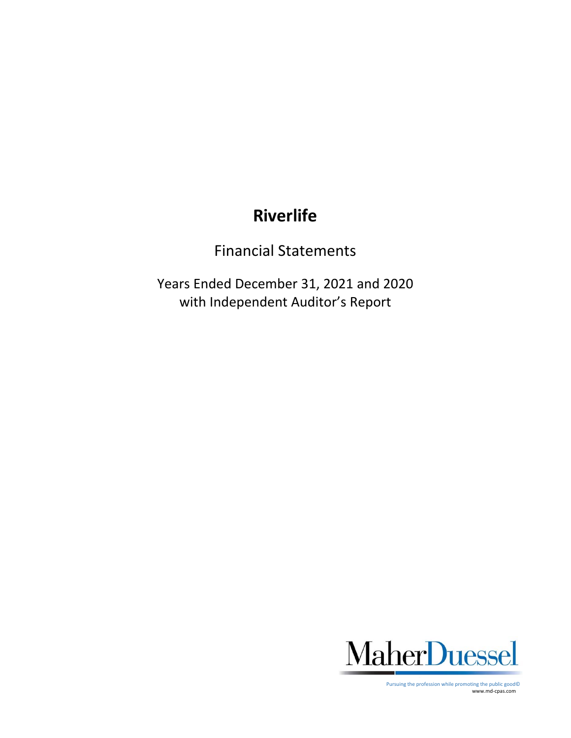# Riverlife

Financial Statements

Years Ended December 31, 2021 and 2020
with Independent Auditor's Report

MaherDuessel

Pursuing the profession while promoting the public good©
www.md-cpas.com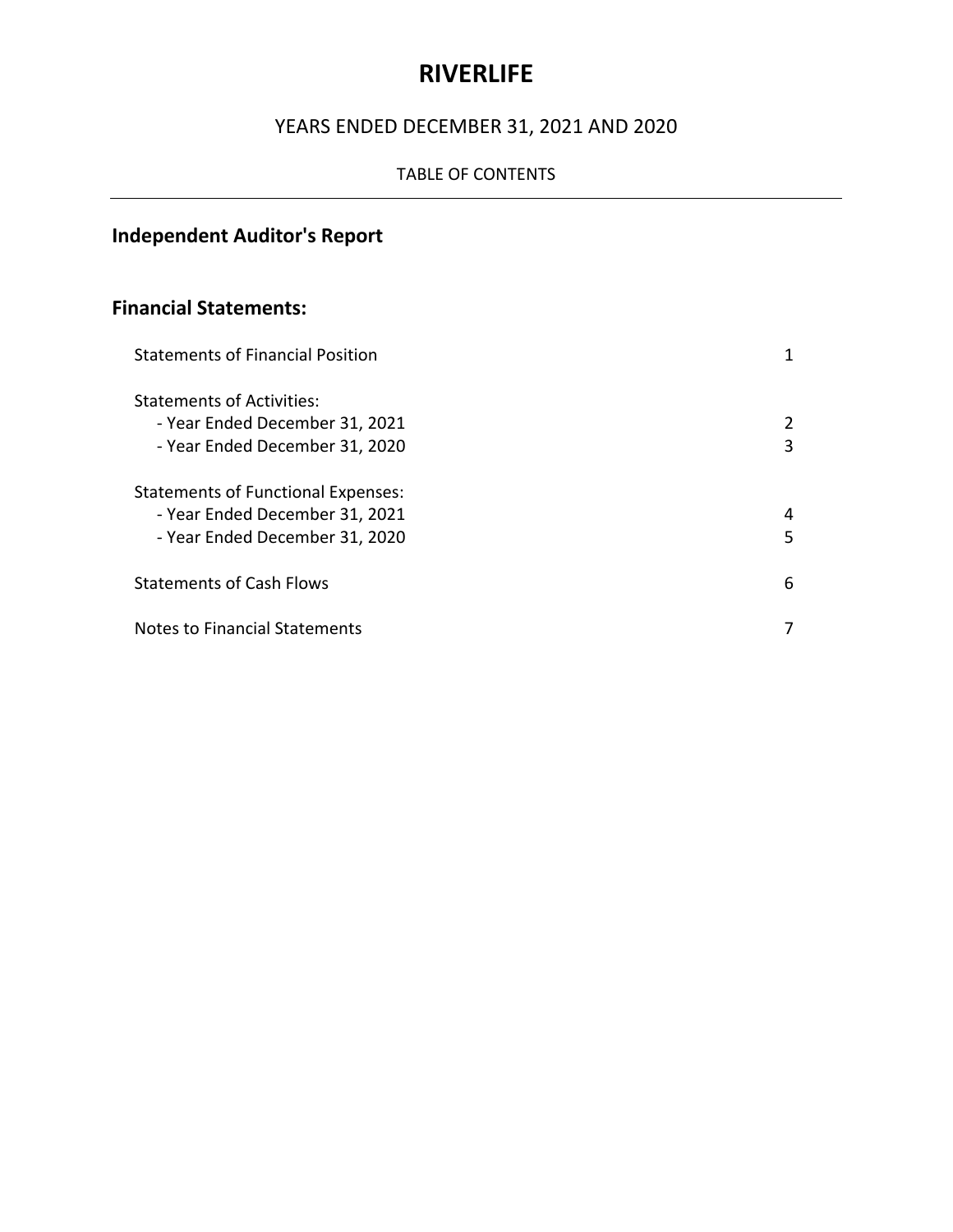# RIVERLIFE

## YEARS ENDED DECEMBER 31, 2021 AND 2020

TABLE OF CONTENTS

---

## Independent Auditor's Report

## Financial Statements:

| | |
|---|---|
| Statements of Financial Position | 1 |
| Statements of Activities: | |
| - Year Ended December 31, 2021 | 2 |
| - Year Ended December 31, 2020 | 3 |
| Statements of Functional Expenses: | |
| - Year Ended December 31, 2021 | 4 |
| - Year Ended December 31, 2020 | 5 |
| Statements of Cash Flows | 6 |
| Notes to Financial Statements | 7 |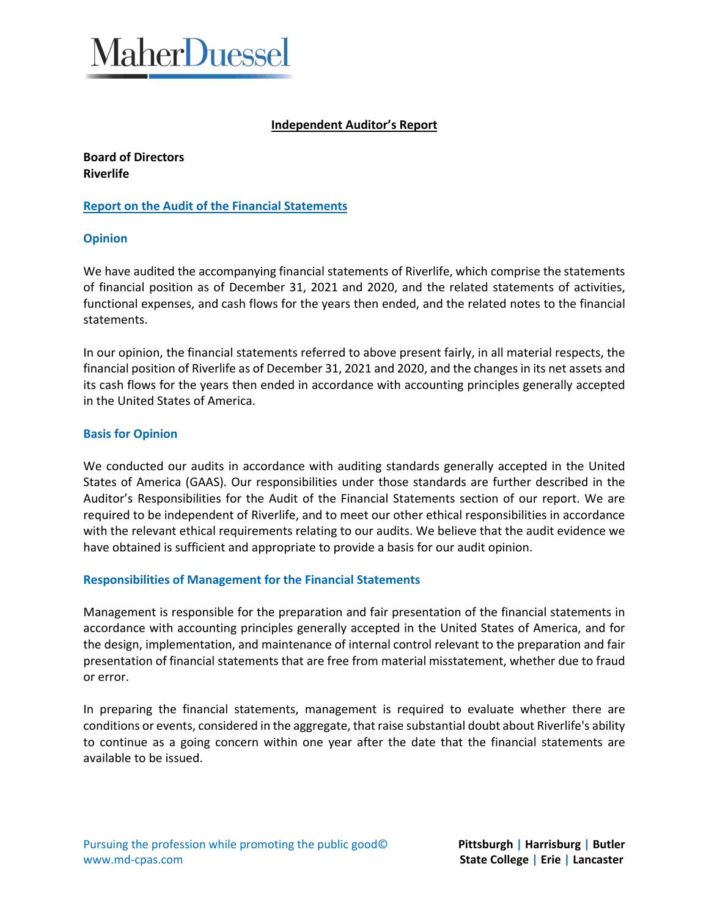# Independent Auditor's Report

**Board of Directors**
**Riverlife**

## Report on the Audit of the Financial Statements

### Opinion

We have audited the accompanying financial statements of Riverlife, which comprise the statements of financial position as of December 31, 2021 and 2020, and the related statements of activities, functional expenses, and cash flows for the years then ended, and the related notes to the financial statements.

In our opinion, the financial statements referred to above present fairly, in all material respects, the financial position of Riverlife as of December 31, 2021 and 2020, and the changes in its net assets and its cash flows for the years then ended in accordance with accounting principles generally accepted in the United States of America.

### Basis for Opinion

We conducted our audits in accordance with auditing standards generally accepted in the United States of America (GAAS). Our responsibilities under those standards are further described in the Auditor's Responsibilities for the Audit of the Financial Statements section of our report. We are required to be independent of Riverlife, and to meet our other ethical responsibilities in accordance with the relevant ethical requirements relating to our audits. We believe that the audit evidence we have obtained is sufficient and appropriate to provide a basis for our audit opinion.

### Responsibilities of Management for the Financial Statements

Management is responsible for the preparation and fair presentation of the financial statements in accordance with accounting principles generally accepted in the United States of America, and for the design, implementation, and maintenance of internal control relevant to the preparation and fair presentation of financial statements that are free from material misstatement, whether due to fraud or error.

In preparing the financial statements, management is required to evaluate whether there are conditions or events, considered in the aggregate, that raise substantial doubt about Riverlife's ability to continue as a going concern within one year after the date that the financial statements are available to be issued.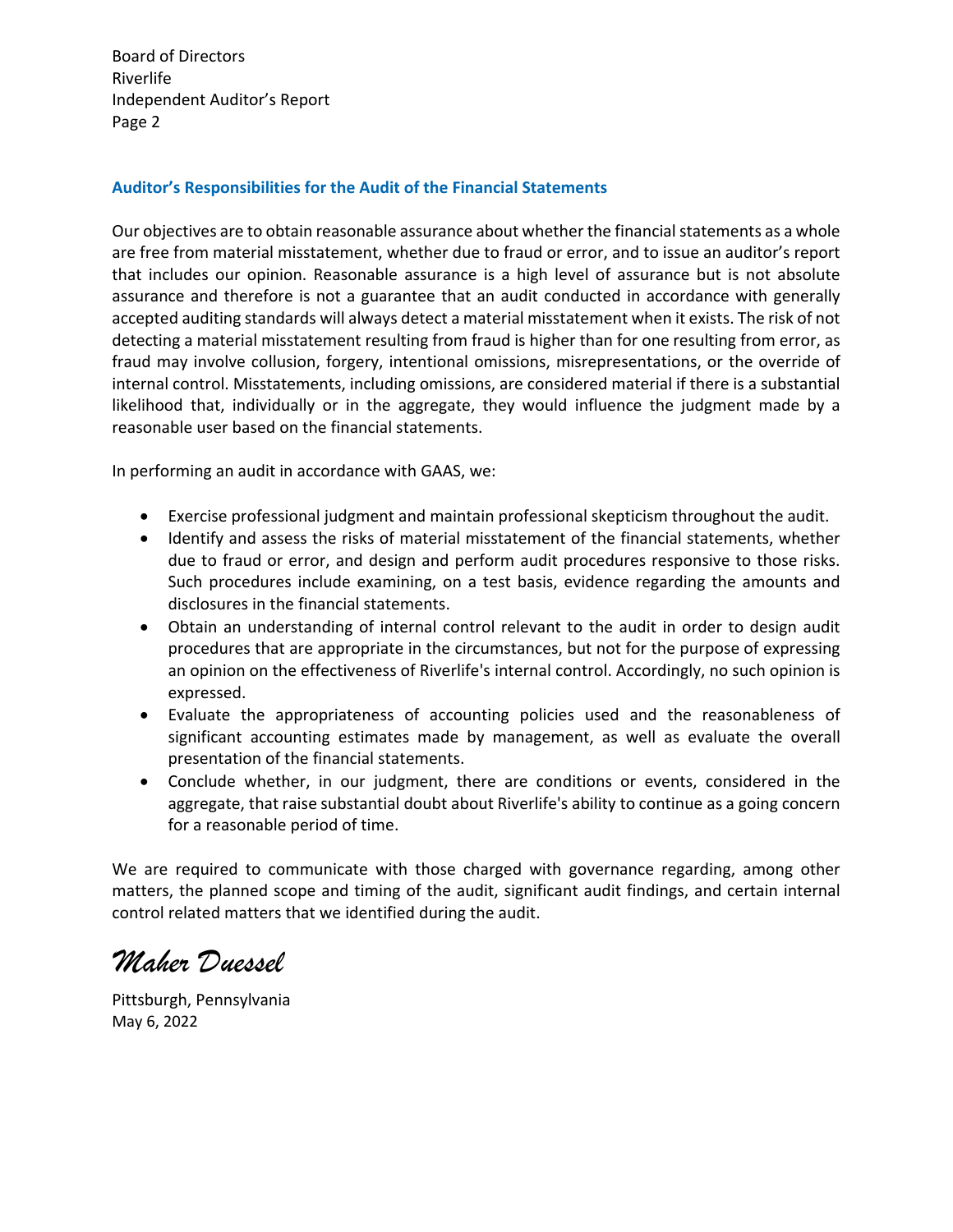## Auditor's Responsibilities for the Audit of the Financial Statements

Our objectives are to obtain reasonable assurance about whether the financial statements as a whole are free from material misstatement, whether due to fraud or error, and to issue an auditor's report that includes our opinion. Reasonable assurance is a high level of assurance but is not absolute assurance and therefore is not a guarantee that an audit conducted in accordance with generally accepted auditing standards will always detect a material misstatement when it exists. The risk of not detecting a material misstatement resulting from fraud is higher than for one resulting from error, as fraud may involve collusion, forgery, intentional omissions, misrepresentations, or the override of internal control. Misstatements, including omissions, are considered material if there is a substantial likelihood that, individually or in the aggregate, they would influence the judgment made by a reasonable user based on the financial statements.

In performing an audit in accordance with GAAS, we:

- Exercise professional judgment and maintain professional skepticism throughout the audit.
- Identify and assess the risks of material misstatement of the financial statements, whether due to fraud or error, and design and perform audit procedures responsive to those risks. Such procedures include examining, on a test basis, evidence regarding the amounts and disclosures in the financial statements.
- Obtain an understanding of internal control relevant to the audit in order to design audit procedures that are appropriate in the circumstances, but not for the purpose of expressing an opinion on the effectiveness of Riverlife's internal control. Accordingly, no such opinion is expressed.
- Evaluate the appropriateness of accounting policies used and the reasonableness of significant accounting estimates made by management, as well as evaluate the overall presentation of the financial statements.
- Conclude whether, in our judgment, there are conditions or events, considered in the aggregate, that raise substantial doubt about Riverlife's ability to continue as a going concern for a reasonable period of time.

We are required to communicate with those charged with governance regarding, among other matters, the planned scope and timing of the audit, significant audit findings, and certain internal control related matters that we identified during the audit.

*Maher Duessel*

Pittsburgh, Pennsylvania
May 6, 2022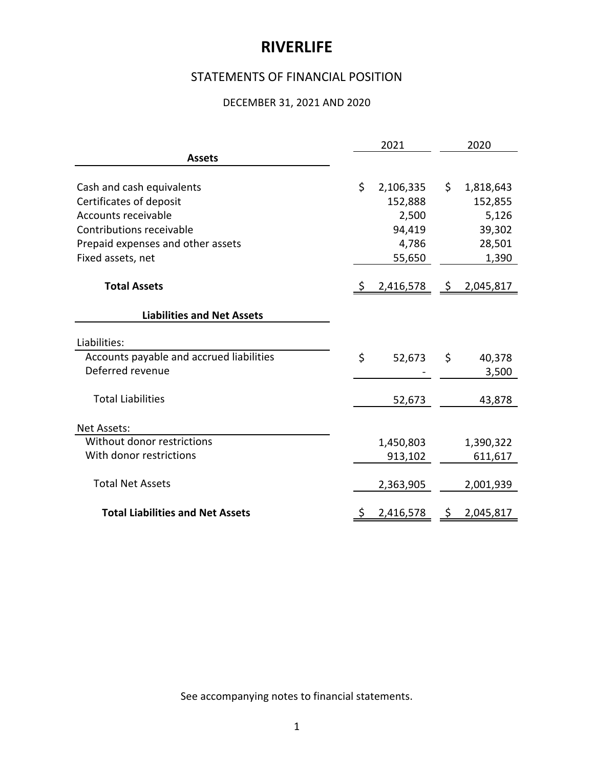# RIVERLIFE

## STATEMENTS OF FINANCIAL POSITION

### DECEMBER 31, 2021 AND 2020

| | 2021 | 2020 |
|---|---|---|
| **Assets** | | |
| Cash and cash equivalents | $ 2,106,335 | $ 1,818,643 |
| Certificates of deposit | 152,888 | 152,855 |
| Accounts receivable | 2,500 | 5,126 |
| Contributions receivable | 94,419 | 39,302 |
| Prepaid expenses and other assets | 4,786 | 28,501 |
| Fixed assets, net | 55,650 | 1,390 |
| **Total Assets** | $ 2,416,578 | $ 2,045,817 |
| **Liabilities and Net Assets** | | |
| Liabilities: | | |
| Accounts payable and accrued liabilities | $ 52,673 | $ 40,378 |
| Deferred revenue | - | 3,500 |
| Total Liabilities | 52,673 | 43,878 |
| Net Assets: | | |
| Without donor restrictions | 1,450,803 | 1,390,322 |
| With donor restrictions | 913,102 | 611,617 |
| Total Net Assets | 2,363,905 | 2,001,939 |
| **Total Liabilities and Net Assets** | $ 2,416,578 | $ 2,045,817 |

See accompanying notes to financial statements.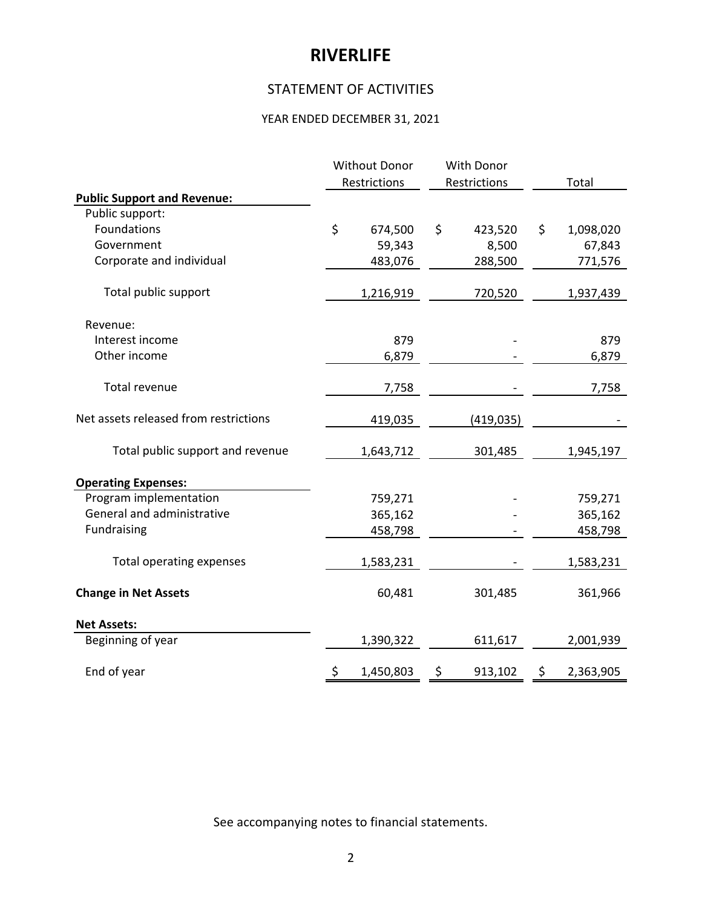# RIVERLIFE

## STATEMENT OF ACTIVITIES

### YEAR ENDED DECEMBER 31, 2021

| | Without Donor Restrictions | With Donor Restrictions | Total |
|---|---|---|---|
| **Public Support and Revenue:** | | | |
| Public support: | | | |
| Foundations | $ 674,500 | $ 423,520 | $ 1,098,020 |
| Government | 59,343 | 8,500 | 67,843 |
| Corporate and individual | 483,076 | 288,500 | 771,576 |
| Total public support | 1,216,919 | 720,520 | 1,937,439 |
| Revenue: | | | |
| Interest income | 879 | - | 879 |
| Other income | 6,879 | - | 6,879 |
| Total revenue | 7,758 | - | 7,758 |
| Net assets released from restrictions | 419,035 | (419,035) | - |
| Total public support and revenue | 1,643,712 | 301,485 | 1,945,197 |
| **Operating Expenses:** | | | |
| Program implementation | 759,271 | - | 759,271 |
| General and administrative | 365,162 | - | 365,162 |
| Fundraising | 458,798 | - | 458,798 |
| Total operating expenses | 1,583,231 | - | 1,583,231 |
| **Change in Net Assets** | 60,481 | 301,485 | 361,966 |
| **Net Assets:** | | | |
| Beginning of year | 1,390,322 | 611,617 | 2,001,939 |
| End of year | $ 1,450,803 | $ 913,102 | $ 2,363,905 |

See accompanying notes to financial statements.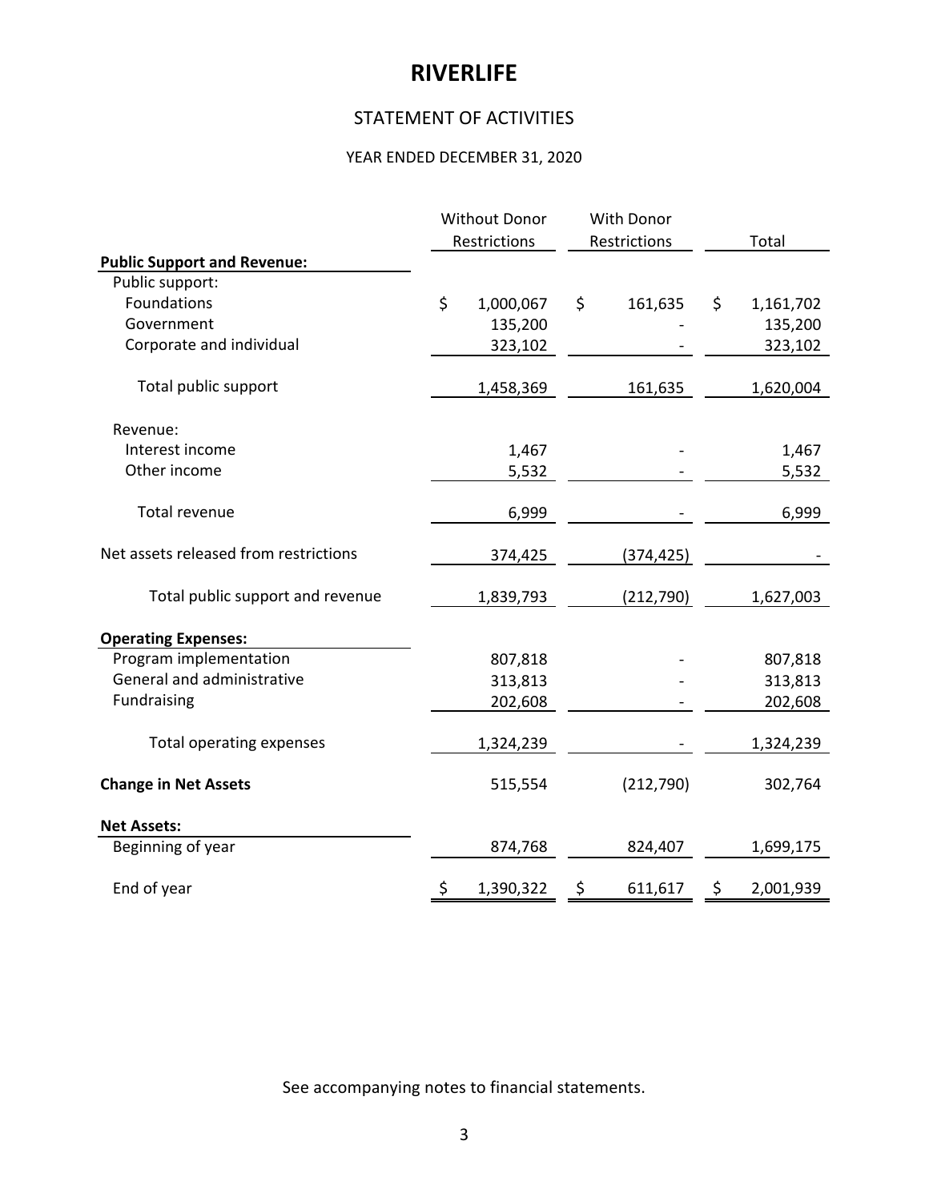# RIVERLIFE

## STATEMENT OF ACTIVITIES

### YEAR ENDED DECEMBER 31, 2020

| | Without Donor Restrictions | With Donor Restrictions | Total |
|---|---|---|---|
| **Public Support and Revenue:** | | | |
| Public support: | | | |
| Foundations | $ 1,000,067 | $ 161,635 | $ 1,161,702 |
| Government | 135,200 | - | 135,200 |
| Corporate and individual | 323,102 | - | 323,102 |
| Total public support | 1,458,369 | 161,635 | 1,620,004 |
| Revenue: | | | |
| Interest income | 1,467 | - | 1,467 |
| Other income | 5,532 | - | 5,532 |
| Total revenue | 6,999 | - | 6,999 |
| Net assets released from restrictions | 374,425 | (374,425) | - |
| Total public support and revenue | 1,839,793 | (212,790) | 1,627,003 |
| **Operating Expenses:** | | | |
| Program implementation | 807,818 | - | 807,818 |
| General and administrative | 313,813 | - | 313,813 |
| Fundraising | 202,608 | - | 202,608 |
| Total operating expenses | 1,324,239 | - | 1,324,239 |
| **Change in Net Assets** | 515,554 | (212,790) | 302,764 |
| **Net Assets:** | | | |
| Beginning of year | 874,768 | 824,407 | 1,699,175 |
| End of year | $ 1,390,322 | $ 611,617 | $ 2,001,939 |

See accompanying notes to financial statements.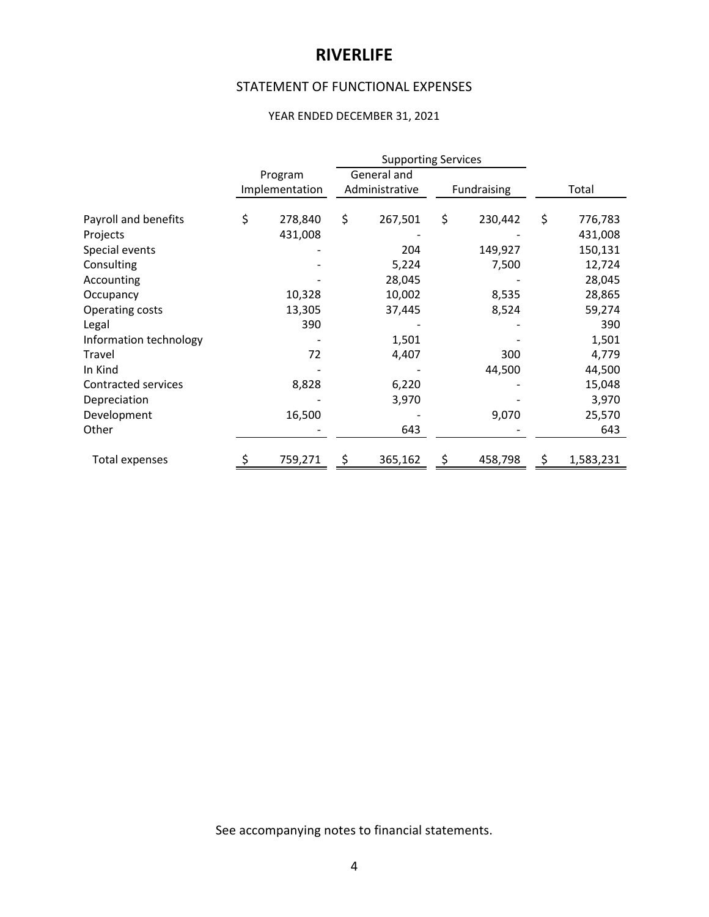# RIVERLIFE

## STATEMENT OF FUNCTIONAL EXPENSES

### YEAR ENDED DECEMBER 31, 2021

| | Program Implementation | Supporting Services | | Total |
|---|---|---|---|---|
| | | General and Administrative | Fundraising | |
| Payroll and benefits | $ 278,840 | $ 267,501 | $ 230,442 | $ 776,783 |
| Projects | 431,008 | - | - | 431,008 |
| Special events | - | 204 | 149,927 | 150,131 |
| Consulting | - | 5,224 | 7,500 | 12,724 |
| Accounting | - | 28,045 | - | 28,045 |
| Occupancy | 10,328 | 10,002 | 8,535 | 28,865 |
| Operating costs | 13,305 | 37,445 | 8,524 | 59,274 |
| Legal | 390 | - | - | 390 |
| Information technology | - | 1,501 | - | 1,501 |
| Travel | 72 | 4,407 | 300 | 4,779 |
| In Kind | - | - | 44,500 | 44,500 |
| Contracted services | 8,828 | 6,220 | - | 15,048 |
| Depreciation | - | 3,970 | - | 3,970 |
| Development | 16,500 | - | 9,070 | 25,570 |
| Other | - | 643 | - | 643 |
| Total expenses | $ 759,271 | $ 365,162 | $ 458,798 | $ 1,583,231 |

See accompanying notes to financial statements.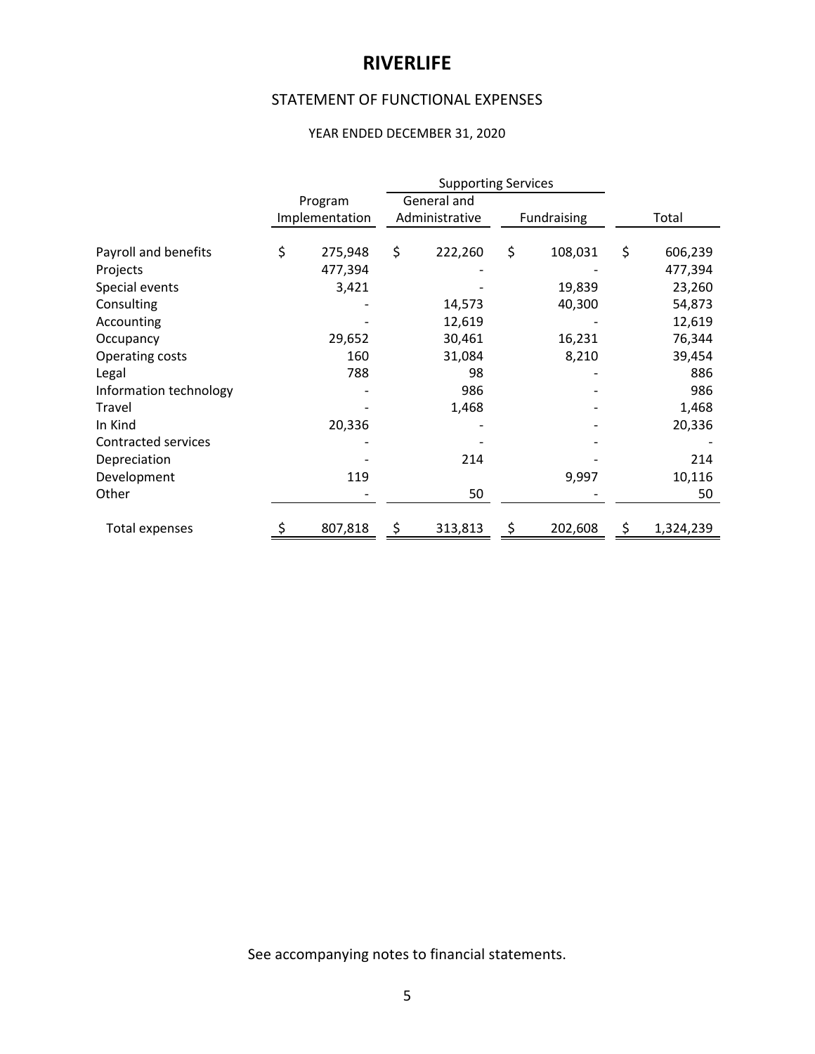# RIVERLIFE

## STATEMENT OF FUNCTIONAL EXPENSES

### YEAR ENDED DECEMBER 31, 2020

| | Program Implementation | Supporting Services | | Total |
|---|---|---|---|---|
| | | General and Administrative | Fundraising | |
| Payroll and benefits | $ 275,948 | $ 222,260 | $ 108,031 | $ 606,239 |
| Projects | 477,394 | - | - | 477,394 |
| Special events | 3,421 | - | 19,839 | 23,260 |
| Consulting | - | 14,573 | 40,300 | 54,873 |
| Accounting | - | 12,619 | - | 12,619 |
| Occupancy | 29,652 | 30,461 | 16,231 | 76,344 |
| Operating costs | 160 | 31,084 | 8,210 | 39,454 |
| Legal | 788 | 98 | - | 886 |
| Information technology | - | 986 | - | 986 |
| Travel | - | 1,468 | - | 1,468 |
| In Kind | 20,336 | - | - | 20,336 |
| Contracted services | - | - | - | - |
| Depreciation | - | 214 | - | 214 |
| Development | 119 | | 9,997 | 10,116 |
| Other | - | 50 | - | 50 |
| Total expenses | $ 807,818 | $ 313,813 | $ 202,608 | $ 1,324,239 |

See accompanying notes to financial statements.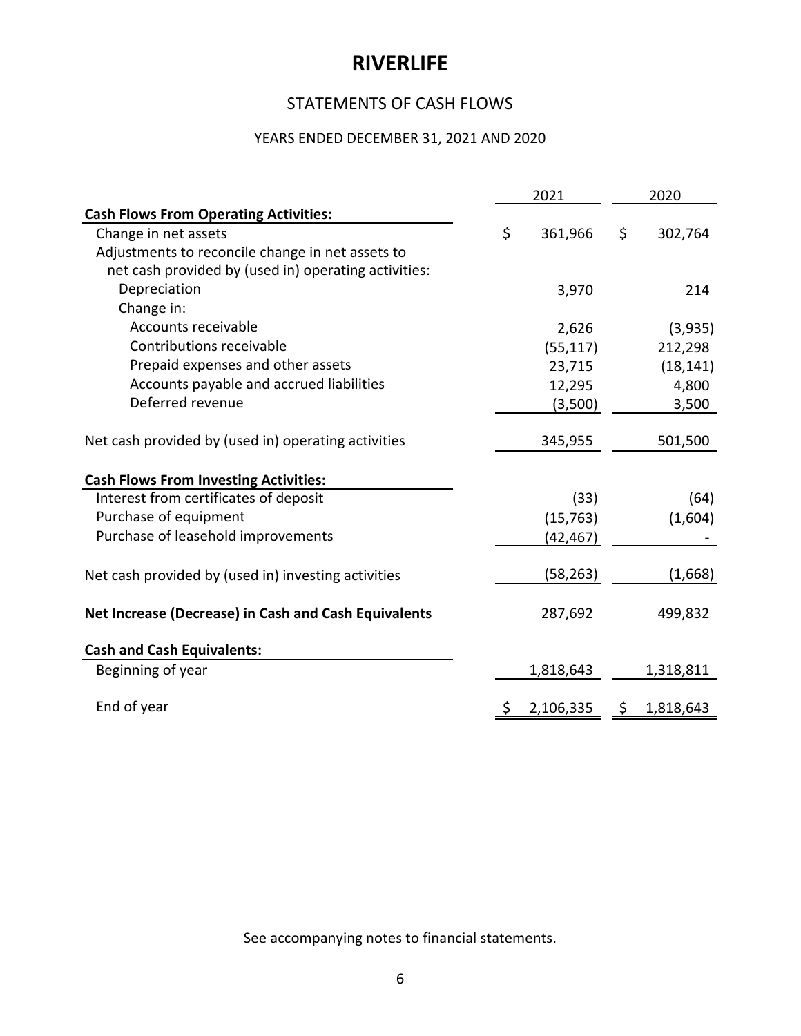# RIVERLIFE

## STATEMENTS OF CASH FLOWS

### YEARS ENDED DECEMBER 31, 2021 AND 2020

| | 2021 | 2020 |
|---|---|---|
| **Cash Flows From Operating Activities:** | | |
| Change in net assets | $ 361,966 | $ 302,764 |
| Adjustments to reconcile change in net assets to net cash provided by (used in) operating activities: | | |
| Depreciation | 3,970 | 214 |
| Change in: | | |
| Accounts receivable | 2,626 | (3,935) |
| Contributions receivable | (55,117) | 212,298 |
| Prepaid expenses and other assets | 23,715 | (18,141) |
| Accounts payable and accrued liabilities | 12,295 | 4,800 |
| Deferred revenue | (3,500) | 3,500 |
| Net cash provided by (used in) operating activities | 345,955 | 501,500 |
| **Cash Flows From Investing Activities:** | | |
| Interest from certificates of deposit | (33) | (64) |
| Purchase of equipment | (15,763) | (1,604) |
| Purchase of leasehold improvements | (42,467) | - |
| Net cash provided by (used in) investing activities | (58,263) | (1,668) |
| **Net Increase (Decrease) in Cash and Cash Equivalents** | 287,692 | 499,832 |
| **Cash and Cash Equivalents:** | | |
| Beginning of year | 1,818,643 | 1,318,811 |
| End of year | $ 2,106,335 | $ 1,818,643 |

See accompanying notes to financial statements.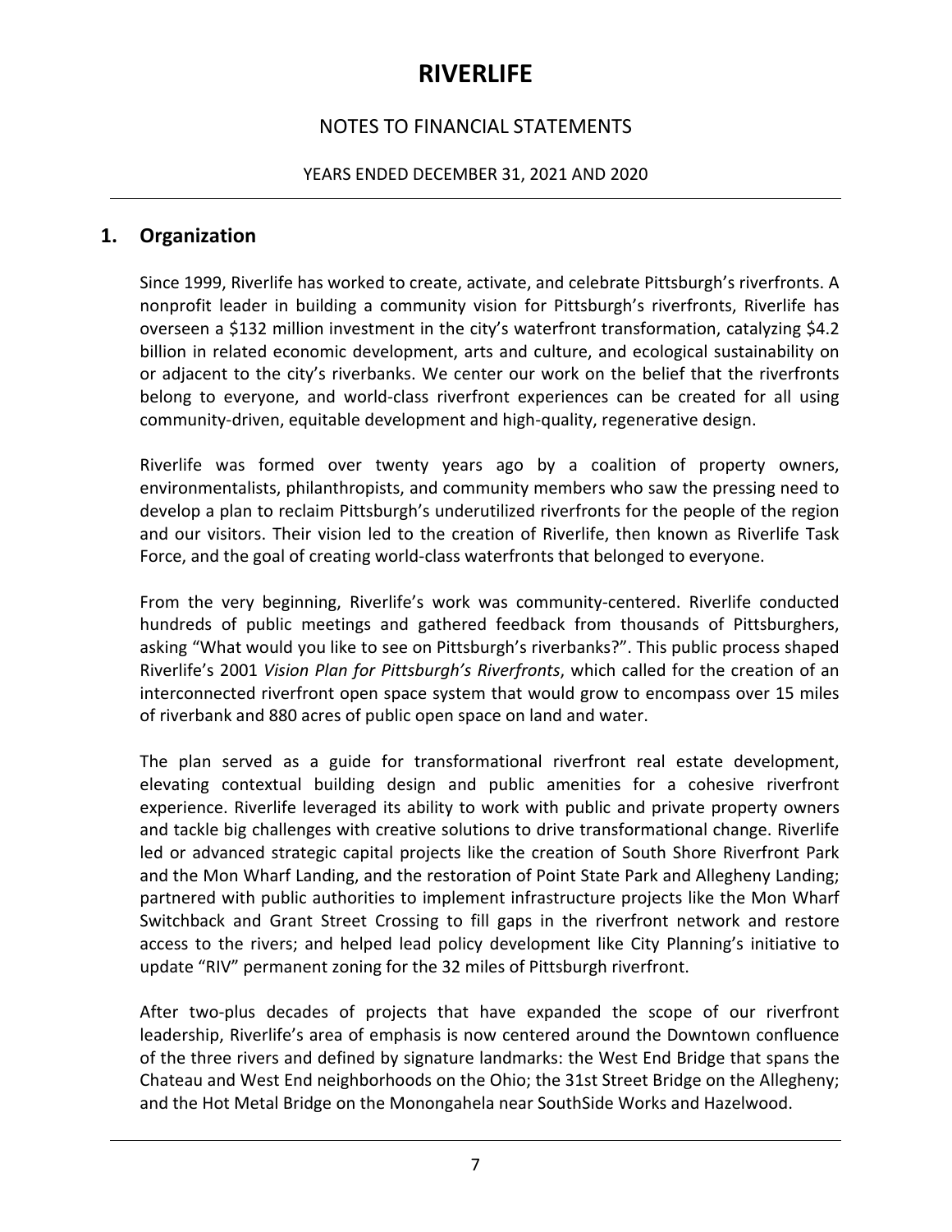# RIVERLIFE

## NOTES TO FINANCIAL STATEMENTS

YEARS ENDED DECEMBER 31, 2021 AND 2020

## 1. Organization

Since 1999, Riverlife has worked to create, activate, and celebrate Pittsburgh's riverfronts. A nonprofit leader in building a community vision for Pittsburgh's riverfronts, Riverlife has overseen a $132 million investment in the city's waterfront transformation, catalyzing $4.2 billion in related economic development, arts and culture, and ecological sustainability on or adjacent to the city's riverbanks. We center our work on the belief that the riverfronts belong to everyone, and world-class riverfront experiences can be created for all using community-driven, equitable development and high-quality, regenerative design.

Riverlife was formed over twenty years ago by a coalition of property owners, environmentalists, philanthropists, and community members who saw the pressing need to develop a plan to reclaim Pittsburgh's underutilized riverfronts for the people of the region and our visitors. Their vision led to the creation of Riverlife, then known as Riverlife Task Force, and the goal of creating world-class waterfronts that belonged to everyone.

From the very beginning, Riverlife's work was community-centered. Riverlife conducted hundreds of public meetings and gathered feedback from thousands of Pittsburghers, asking "What would you like to see on Pittsburgh's riverbanks?". This public process shaped Riverlife's 2001 *Vision Plan for Pittsburgh's Riverfronts*, which called for the creation of an interconnected riverfront open space system that would grow to encompass over 15 miles of riverbank and 880 acres of public open space on land and water.

The plan served as a guide for transformational riverfront real estate development, elevating contextual building design and public amenities for a cohesive riverfront experience. Riverlife leveraged its ability to work with public and private property owners and tackle big challenges with creative solutions to drive transformational change. Riverlife led or advanced strategic capital projects like the creation of South Shore Riverfront Park and the Mon Wharf Landing, and the restoration of Point State Park and Allegheny Landing; partnered with public authorities to implement infrastructure projects like the Mon Wharf Switchback and Grant Street Crossing to fill gaps in the riverfront network and restore access to the rivers; and helped lead policy development like City Planning's initiative to update "RIV" permanent zoning for the 32 miles of Pittsburgh riverfront.

After two-plus decades of projects that have expanded the scope of our riverfront leadership, Riverlife's area of emphasis is now centered around the Downtown confluence of the three rivers and defined by signature landmarks: the West End Bridge that spans the Chateau and West End neighborhoods on the Ohio; the 31st Street Bridge on the Allegheny; and the Hot Metal Bridge on the Monongahela near SouthSide Works and Hazelwood.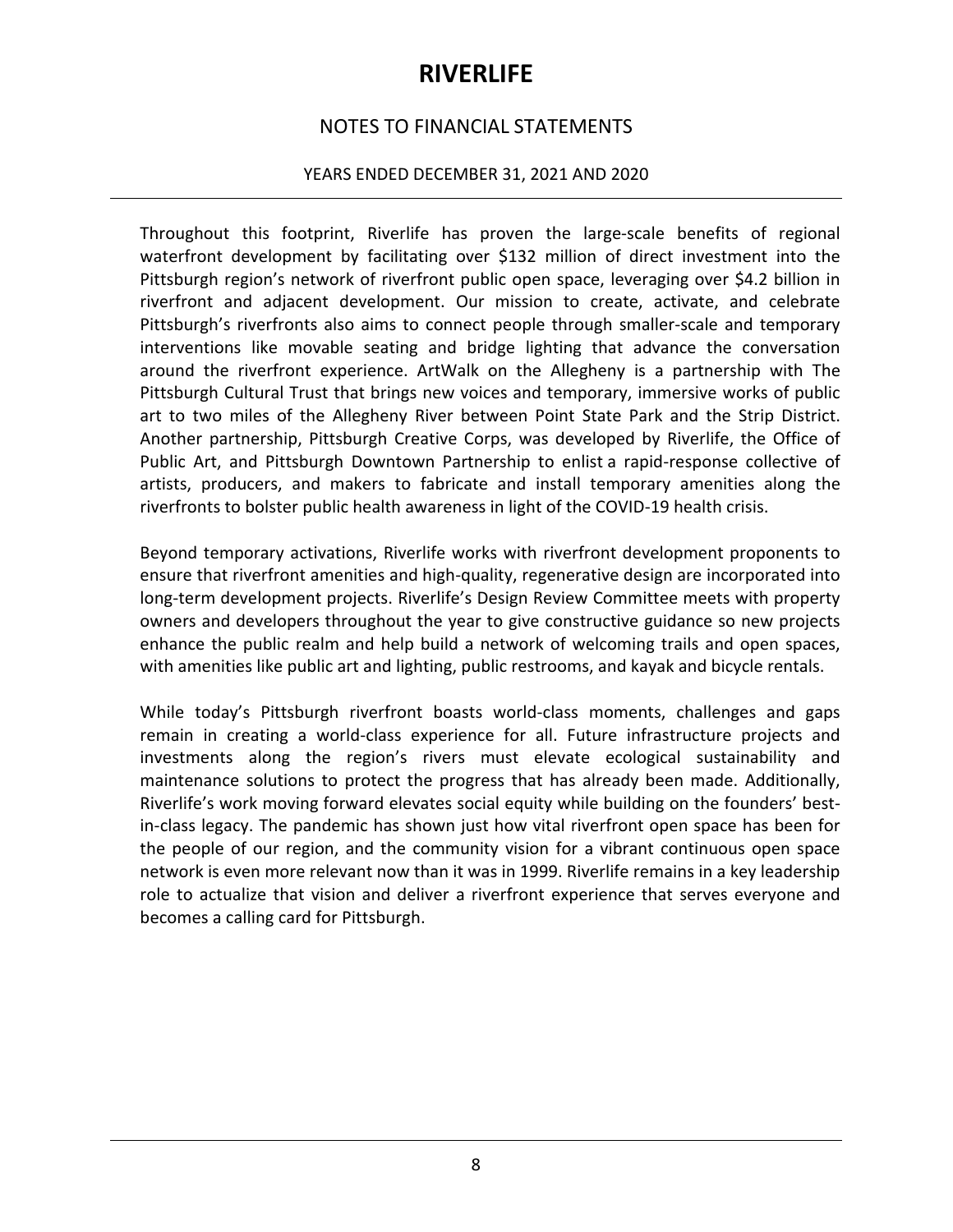Throughout this footprint, Riverlife has proven the large-scale benefits of regional waterfront development by facilitating over $132 million of direct investment into the Pittsburgh region's network of riverfront public open space, leveraging over $4.2 billion in riverfront and adjacent development. Our mission to create, activate, and celebrate Pittsburgh's riverfronts also aims to connect people through smaller-scale and temporary interventions like movable seating and bridge lighting that advance the conversation around the riverfront experience. ArtWalk on the Allegheny is a partnership with The Pittsburgh Cultural Trust that brings new voices and temporary, immersive works of public art to two miles of the Allegheny River between Point State Park and the Strip District. Another partnership, Pittsburgh Creative Corps, was developed by Riverlife, the Office of Public Art, and Pittsburgh Downtown Partnership to enlist a rapid-response collective of artists, producers, and makers to fabricate and install temporary amenities along the riverfronts to bolster public health awareness in light of the COVID-19 health crisis.

Beyond temporary activations, Riverlife works with riverfront development proponents to ensure that riverfront amenities and high-quality, regenerative design are incorporated into long-term development projects. Riverlife's Design Review Committee meets with property owners and developers throughout the year to give constructive guidance so new projects enhance the public realm and help build a network of welcoming trails and open spaces, with amenities like public art and lighting, public restrooms, and kayak and bicycle rentals.

While today's Pittsburgh riverfront boasts world-class moments, challenges and gaps remain in creating a world-class experience for all. Future infrastructure projects and investments along the region's rivers must elevate ecological sustainability and maintenance solutions to protect the progress that has already been made. Additionally, Riverlife's work moving forward elevates social equity while building on the founders' best-in-class legacy. The pandemic has shown just how vital riverfront open space has been for the people of our region, and the community vision for a vibrant continuous open space network is even more relevant now than it was in 1999. Riverlife remains in a key leadership role to actualize that vision and deliver a riverfront experience that serves everyone and becomes a calling card for Pittsburgh.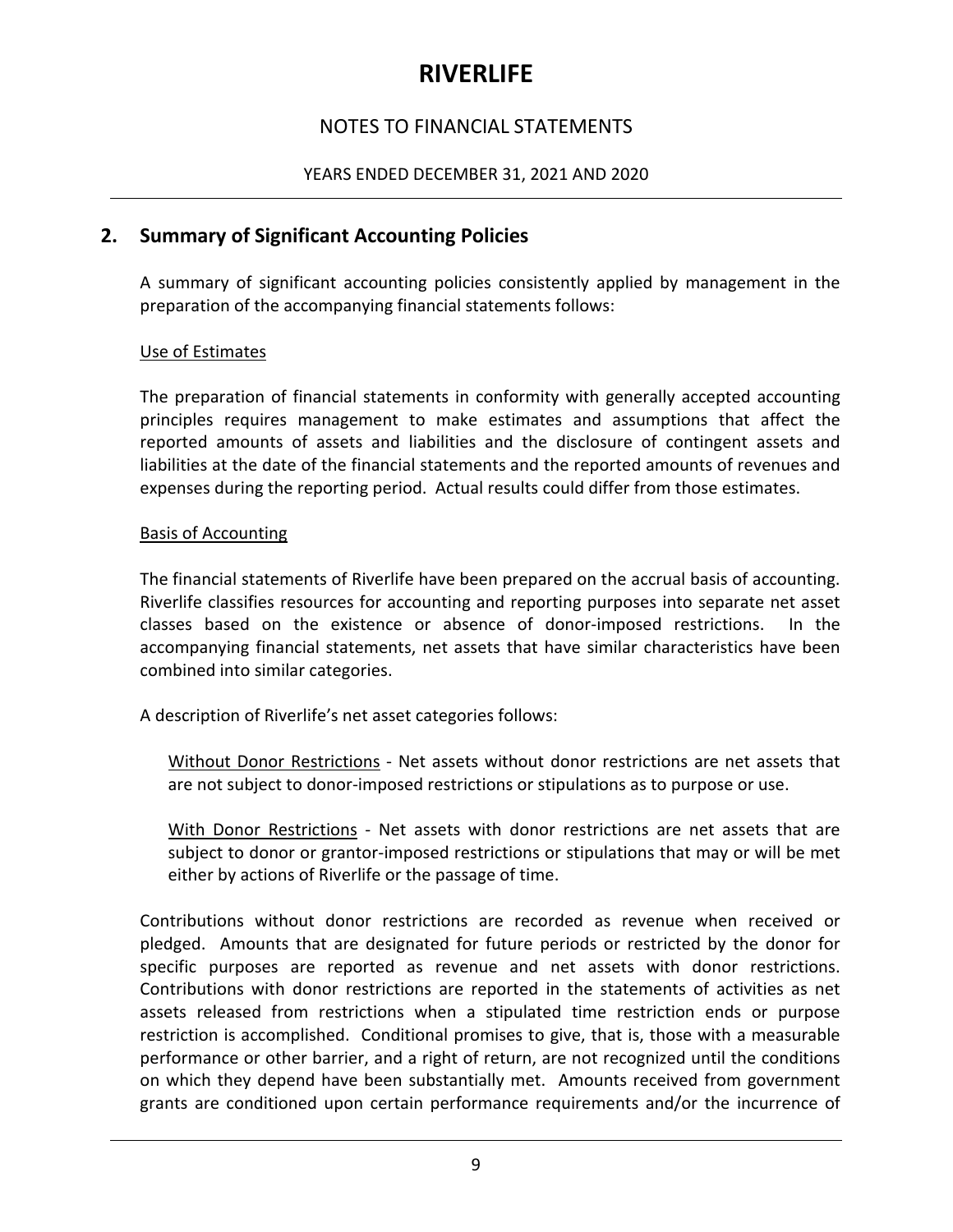## 2. Summary of Significant Accounting Policies

A summary of significant accounting policies consistently applied by management in the preparation of the accompanying financial statements follows:

Use of Estimates

The preparation of financial statements in conformity with generally accepted accounting principles requires management to make estimates and assumptions that affect the reported amounts of assets and liabilities and the disclosure of contingent assets and liabilities at the date of the financial statements and the reported amounts of revenues and expenses during the reporting period. Actual results could differ from those estimates.

Basis of Accounting

The financial statements of Riverlife have been prepared on the accrual basis of accounting. Riverlife classifies resources for accounting and reporting purposes into separate net asset classes based on the existence or absence of donor-imposed restrictions. In the accompanying financial statements, net assets that have similar characteristics have been combined into similar categories.

A description of Riverlife's net asset categories follows:

Without Donor Restrictions - Net assets without donor restrictions are net assets that are not subject to donor-imposed restrictions or stipulations as to purpose or use.

With Donor Restrictions - Net assets with donor restrictions are net assets that are subject to donor or grantor-imposed restrictions or stipulations that may or will be met either by actions of Riverlife or the passage of time.

Contributions without donor restrictions are recorded as revenue when received or pledged. Amounts that are designated for future periods or restricted by the donor for specific purposes are reported as revenue and net assets with donor restrictions. Contributions with donor restrictions are reported in the statements of activities as net assets released from restrictions when a stipulated time restriction ends or purpose restriction is accomplished. Conditional promises to give, that is, those with a measurable performance or other barrier, and a right of return, are not recognized until the conditions on which they depend have been substantially met. Amounts received from government grants are conditioned upon certain performance requirements and/or the incurrence of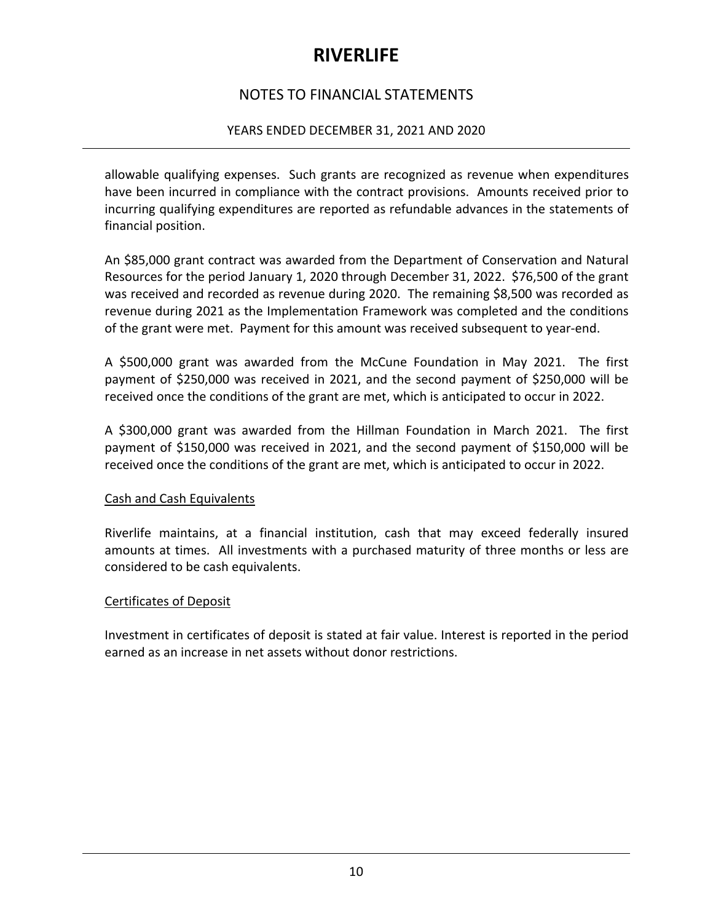allowable qualifying expenses. Such grants are recognized as revenue when expenditures have been incurred in compliance with the contract provisions. Amounts received prior to incurring qualifying expenditures are reported as refundable advances in the statements of financial position.

An $85,000 grant contract was awarded from the Department of Conservation and Natural Resources for the period January 1, 2020 through December 31, 2022. $76,500 of the grant was received and recorded as revenue during 2020. The remaining $8,500 was recorded as revenue during 2021 as the Implementation Framework was completed and the conditions of the grant were met. Payment for this amount was received subsequent to year-end.

A $500,000 grant was awarded from the McCune Foundation in May 2021. The first payment of $250,000 was received in 2021, and the second payment of $250,000 will be received once the conditions of the grant are met, which is anticipated to occur in 2022.

A $300,000 grant was awarded from the Hillman Foundation in March 2021. The first payment of $150,000 was received in 2021, and the second payment of $150,000 will be received once the conditions of the grant are met, which is anticipated to occur in 2022.

Cash and Cash Equivalents

Riverlife maintains, at a financial institution, cash that may exceed federally insured amounts at times. All investments with a purchased maturity of three months or less are considered to be cash equivalents.

Certificates of Deposit

Investment in certificates of deposit is stated at fair value. Interest is reported in the period earned as an increase in net assets without donor restrictions.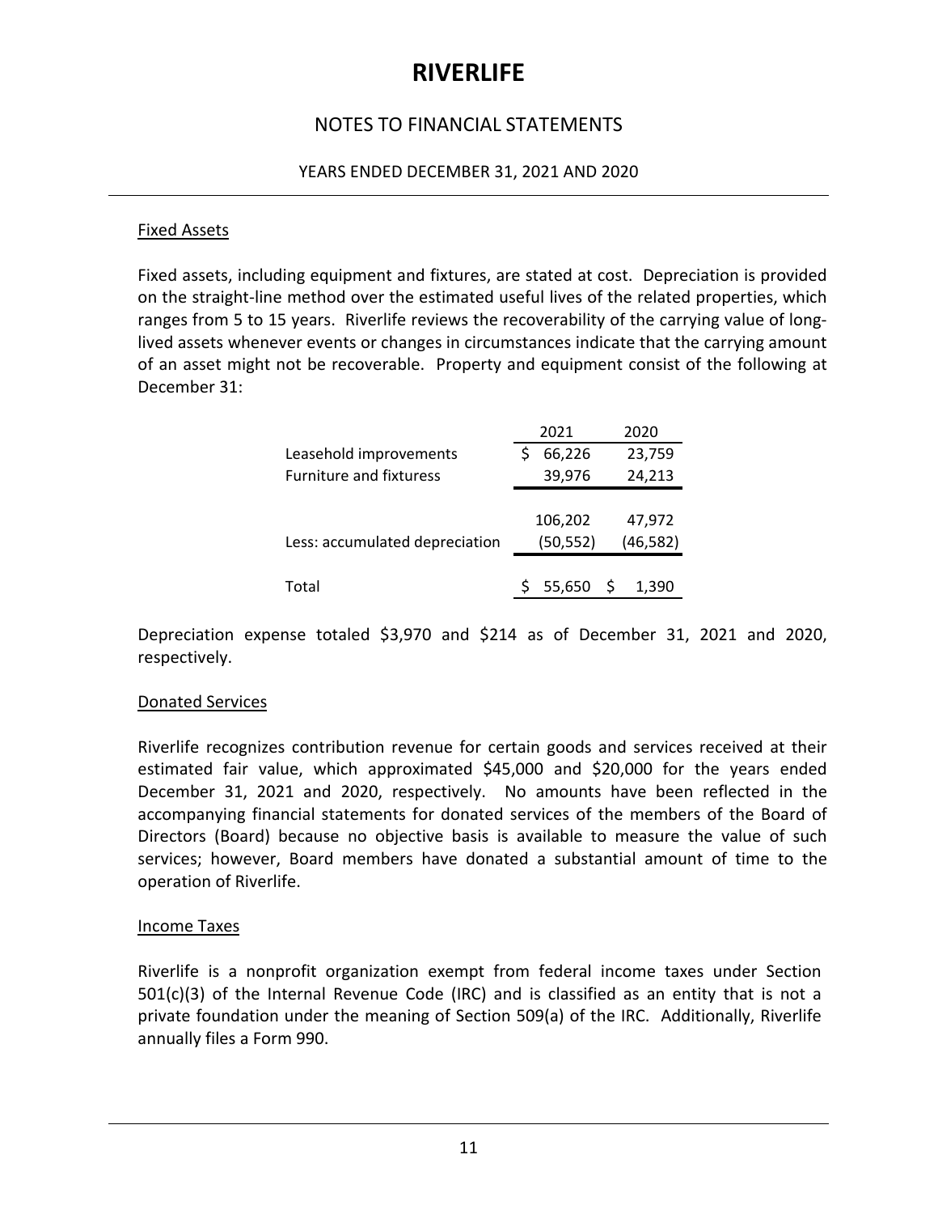# RIVERLIFE

## NOTES TO FINANCIAL STATEMENTS

### YEARS ENDED DECEMBER 31, 2021 AND 2020

#### Fixed Assets

Fixed assets, including equipment and fixtures, are stated at cost. Depreciation is provided on the straight-line method over the estimated useful lives of the related properties, which ranges from 5 to 15 years. Riverlife reviews the recoverability of the carrying value of long-lived assets whenever events or changes in circumstances indicate that the carrying amount of an asset might not be recoverable. Property and equipment consist of the following at December 31:

| | 2021 | 2020 |
|---|---|---|
| Leasehold improvements | $ 66,226 | 23,759 |
| Furniture and fixturess | 39,976 | 24,213 |
| | 106,202 | 47,972 |
| Less: accumulated depreciation | (50,552) | (46,582) |
| Total | $ 55,650 | $ 1,390 |

Depreciation expense totaled $3,970 and $214 as of December 31, 2021 and 2020, respectively.

#### Donated Services

Riverlife recognizes contribution revenue for certain goods and services received at their estimated fair value, which approximated $45,000 and $20,000 for the years ended December 31, 2021 and 2020, respectively. No amounts have been reflected in the accompanying financial statements for donated services of the members of the Board of Directors (Board) because no objective basis is available to measure the value of such services; however, Board members have donated a substantial amount of time to the operation of Riverlife.

#### Income Taxes

Riverlife is a nonprofit organization exempt from federal income taxes under Section 501(c)(3) of the Internal Revenue Code (IRC) and is classified as an entity that is not a private foundation under the meaning of Section 509(a) of the IRC. Additionally, Riverlife annually files a Form 990.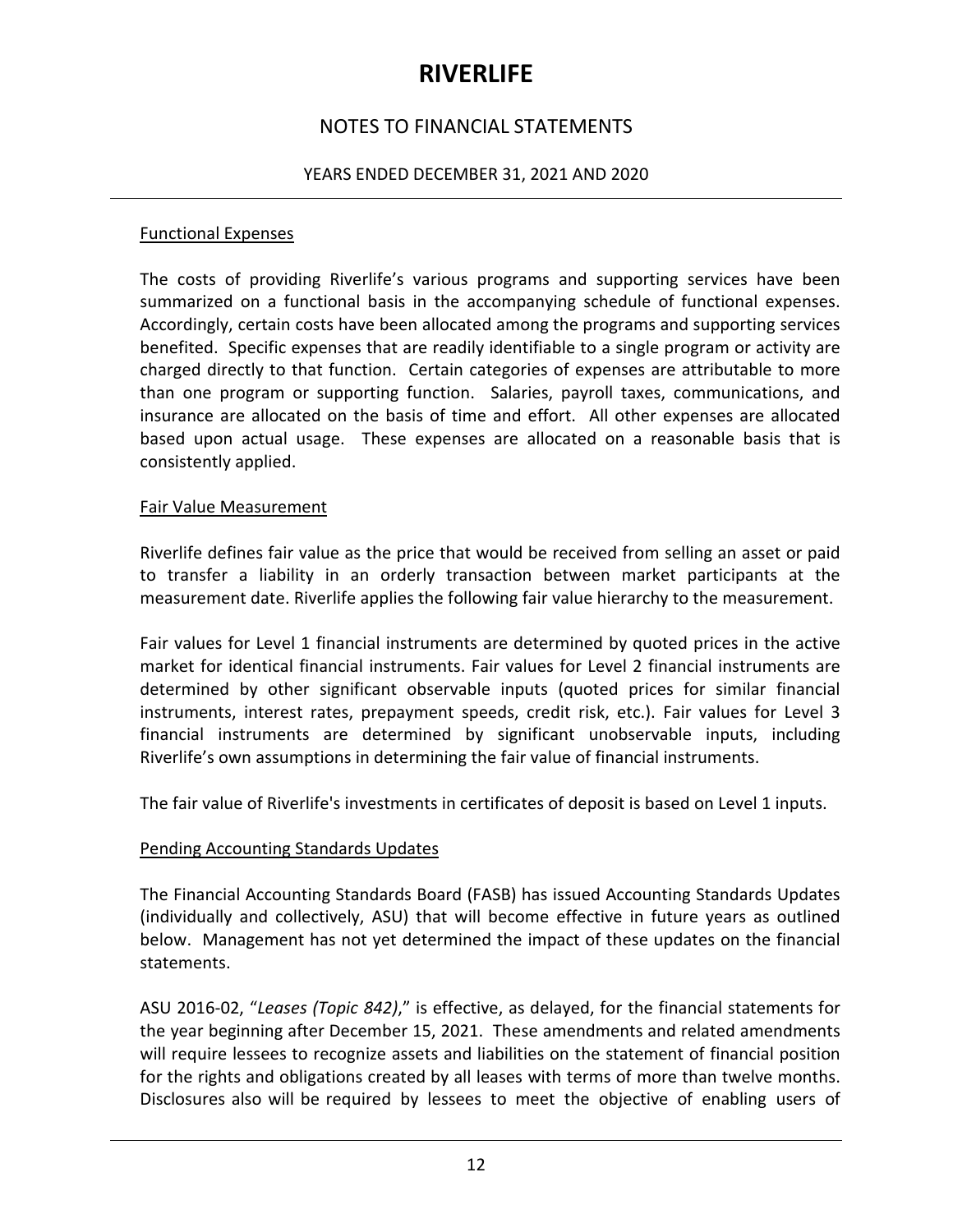### Functional Expenses

The costs of providing Riverlife's various programs and supporting services have been summarized on a functional basis in the accompanying schedule of functional expenses. Accordingly, certain costs have been allocated among the programs and supporting services benefited. Specific expenses that are readily identifiable to a single program or activity are charged directly to that function. Certain categories of expenses are attributable to more than one program or supporting function. Salaries, payroll taxes, communications, and insurance are allocated on the basis of time and effort. All other expenses are allocated based upon actual usage. These expenses are allocated on a reasonable basis that is consistently applied.

### Fair Value Measurement

Riverlife defines fair value as the price that would be received from selling an asset or paid to transfer a liability in an orderly transaction between market participants at the measurement date. Riverlife applies the following fair value hierarchy to the measurement.

Fair values for Level 1 financial instruments are determined by quoted prices in the active market for identical financial instruments. Fair values for Level 2 financial instruments are determined by other significant observable inputs (quoted prices for similar financial instruments, interest rates, prepayment speeds, credit risk, etc.). Fair values for Level 3 financial instruments are determined by significant unobservable inputs, including Riverlife's own assumptions in determining the fair value of financial instruments.

The fair value of Riverlife's investments in certificates of deposit is based on Level 1 inputs.

### Pending Accounting Standards Updates

The Financial Accounting Standards Board (FASB) has issued Accounting Standards Updates (individually and collectively, ASU) that will become effective in future years as outlined below. Management has not yet determined the impact of these updates on the financial statements.

ASU 2016-02, "*Leases (Topic 842)*," is effective, as delayed, for the financial statements for the year beginning after December 15, 2021. These amendments and related amendments will require lessees to recognize assets and liabilities on the statement of financial position for the rights and obligations created by all leases with terms of more than twelve months. Disclosures also will be required by lessees to meet the objective of enabling users of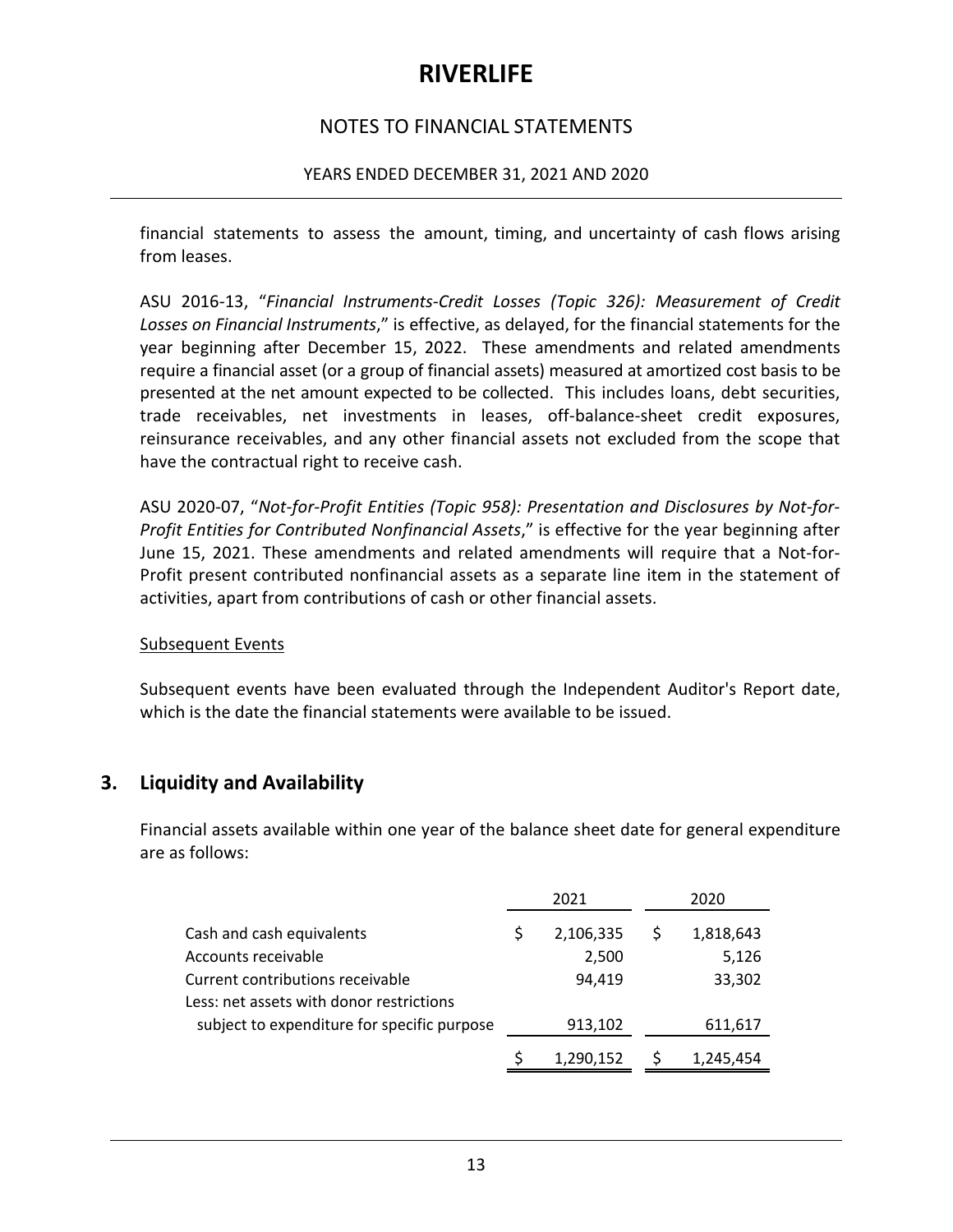financial statements to assess the amount, timing, and uncertainty of cash flows arising from leases.

ASU 2016-13, "*Financial Instruments-Credit Losses (Topic 326): Measurement of Credit Losses on Financial Instruments*," is effective, as delayed, for the financial statements for the year beginning after December 15, 2022. These amendments and related amendments require a financial asset (or a group of financial assets) measured at amortized cost basis to be presented at the net amount expected to be collected. This includes loans, debt securities, trade receivables, net investments in leases, off-balance-sheet credit exposures, reinsurance receivables, and any other financial assets not excluded from the scope that have the contractual right to receive cash.

ASU 2020-07, "*Not-for-Profit Entities (Topic 958): Presentation and Disclosures by Not-for-Profit Entities for Contributed Nonfinancial Assets*," is effective for the year beginning after June 15, 2021. These amendments and related amendments will require that a Not-for-Profit present contributed nonfinancial assets as a separate line item in the statement of activities, apart from contributions of cash or other financial assets.

Subsequent Events

Subsequent events have been evaluated through the Independent Auditor's Report date, which is the date the financial statements were available to be issued.

## 3. Liquidity and Availability

Financial assets available within one year of the balance sheet date for general expenditure are as follows:

| | 2021 | 2020 |
|---|---|---|
| Cash and cash equivalents | $ 2,106,335 | $ 1,818,643 |
| Accounts receivable | 2,500 | 5,126 |
| Current contributions receivable | 94,419 | 33,302 |
| Less: net assets with donor restrictions subject to expenditure for specific purpose | 913,102 | 611,617 |
| | $ 1,290,152 | $ 1,245,454 |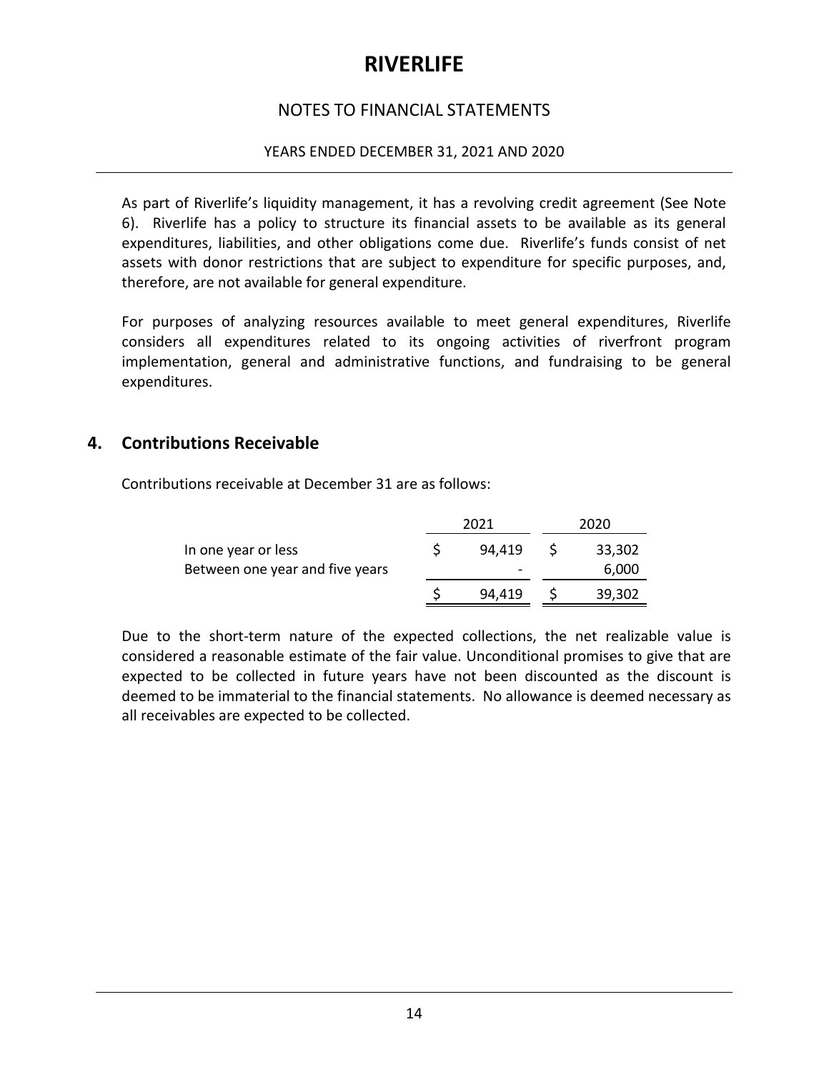As part of Riverlife's liquidity management, it has a revolving credit agreement (See Note 6). Riverlife has a policy to structure its financial assets to be available as its general expenditures, liabilities, and other obligations come due. Riverlife's funds consist of net assets with donor restrictions that are subject to expenditure for specific purposes, and, therefore, are not available for general expenditure.

For purposes of analyzing resources available to meet general expenditures, Riverlife considers all expenditures related to its ongoing activities of riverfront program implementation, general and administrative functions, and fundraising to be general expenditures.

## 4. Contributions Receivable

Contributions receivable at December 31 are as follows:

| | 2021 | 2020 |
|---|---|---|
| In one year or less | $ 94,419 | $ 33,302 |
| Between one year and five years | - | 6,000 |
| | $ 94,419 | $ 39,302 |

Due to the short-term nature of the expected collections, the net realizable value is considered a reasonable estimate of the fair value. Unconditional promises to give that are expected to be collected in future years have not been discounted as the discount is deemed to be immaterial to the financial statements. No allowance is deemed necessary as all receivables are expected to be collected.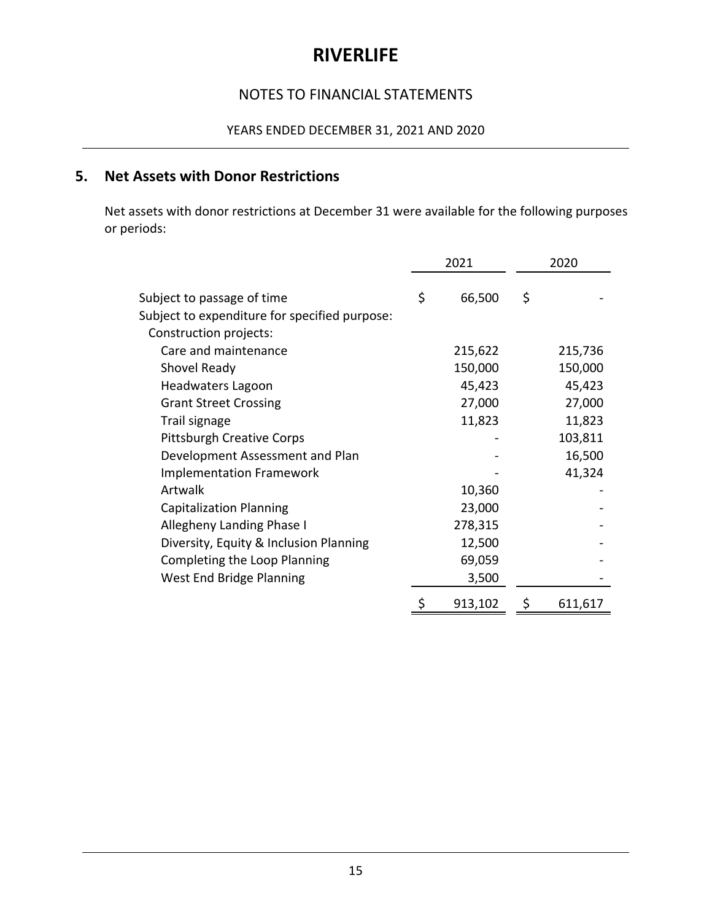# RIVERLIFE

## NOTES TO FINANCIAL STATEMENTS

YEARS ENDED DECEMBER 31, 2021 AND 2020

## 5. Net Assets with Donor Restrictions

Net assets with donor restrictions at December 31 were available for the following purposes or periods:

| | 2021 | 2020 |
|---|---|---|
| Subject to passage of time | $ 66,500 | $ - |
| Subject to expenditure for specified purpose: | | |
| Construction projects: | | |
| Care and maintenance | 215,622 | 215,736 |
| Shovel Ready | 150,000 | 150,000 |
| Headwaters Lagoon | 45,423 | 45,423 |
| Grant Street Crossing | 27,000 | 27,000 |
| Trail signage | 11,823 | 11,823 |
| Pittsburgh Creative Corps | - | 103,811 |
| Development Assessment and Plan | - | 16,500 |
| Implementation Framework | - | 41,324 |
| Artwalk | 10,360 | - |
| Capitalization Planning | 23,000 | - |
| Allegheny Landing Phase I | 278,315 | - |
| Diversity, Equity & Inclusion Planning | 12,500 | - |
| Completing the Loop Planning | 69,059 | - |
| West End Bridge Planning | 3,500 | - |
| | $ 913,102 | $ 611,617 |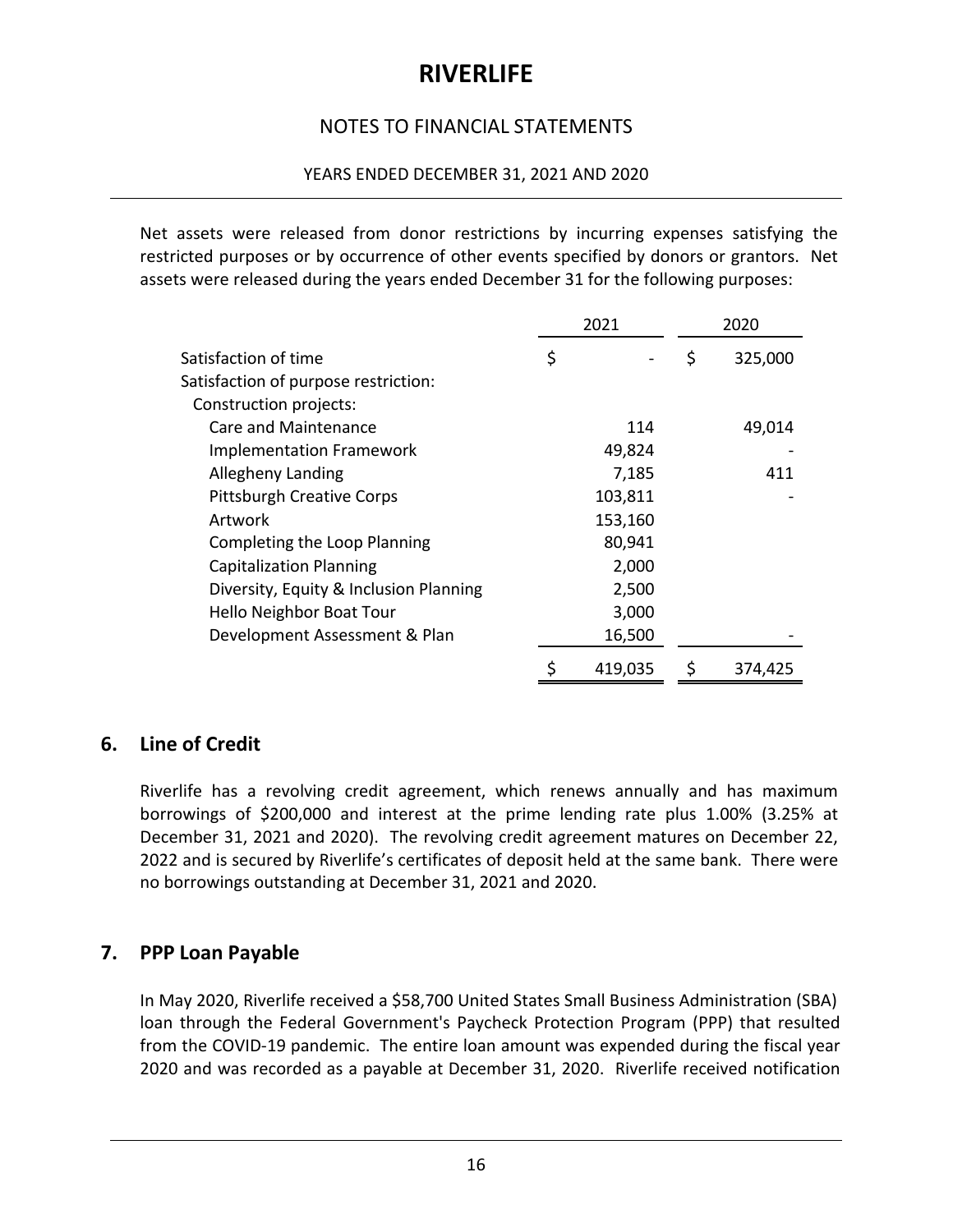Net assets were released from donor restrictions by incurring expenses satisfying the restricted purposes or by occurrence of other events specified by donors or grantors. Net assets were released during the years ended December 31 for the following purposes:

| | 2021 | 2020 |
|---|---|---|
| Satisfaction of time | $ - | $ 325,000 |
| Satisfaction of purpose restriction: | | |
| Construction projects: | | |
| Care and Maintenance | 114 | 49,014 |
| Implementation Framework | 49,824 | - |
| Allegheny Landing | 7,185 | 411 |
| Pittsburgh Creative Corps | 103,811 | - |
| Artwork | 153,160 | |
| Completing the Loop Planning | 80,941 | |
| Capitalization Planning | 2,000 | |
| Diversity, Equity & Inclusion Planning | 2,500 | |
| Hello Neighbor Boat Tour | 3,000 | |
| Development Assessment & Plan | 16,500 | - |
| | $ 419,035 | $ 374,425 |

## 6. Line of Credit

Riverlife has a revolving credit agreement, which renews annually and has maximum borrowings of $200,000 and interest at the prime lending rate plus 1.00% (3.25% at December 31, 2021 and 2020). The revolving credit agreement matures on December 22, 2022 and is secured by Riverlife's certificates of deposit held at the same bank. There were no borrowings outstanding at December 31, 2021 and 2020.

## 7. PPP Loan Payable

In May 2020, Riverlife received a $58,700 United States Small Business Administration (SBA) loan through the Federal Government's Paycheck Protection Program (PPP) that resulted from the COVID-19 pandemic. The entire loan amount was expended during the fiscal year 2020 and was recorded as a payable at December 31, 2020. Riverlife received notification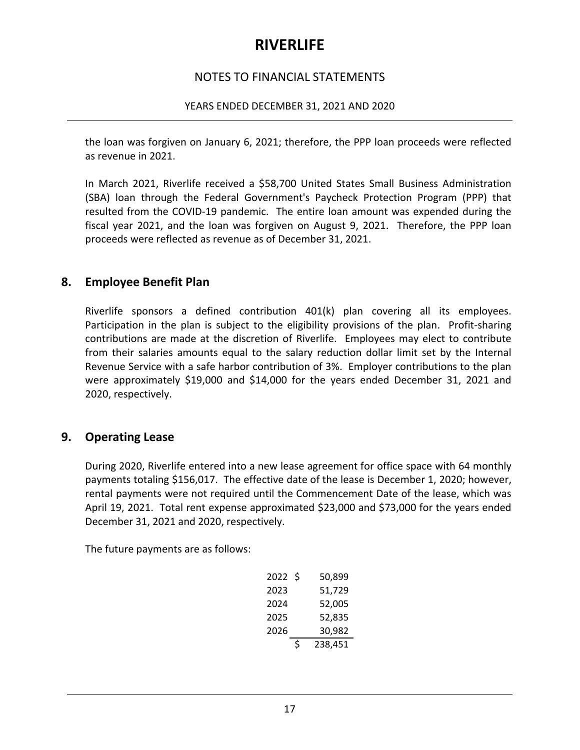the loan was forgiven on January 6, 2021; therefore, the PPP loan proceeds were reflected as revenue in 2021.

In March 2021, Riverlife received a $58,700 United States Small Business Administration (SBA) loan through the Federal Government's Paycheck Protection Program (PPP) that resulted from the COVID-19 pandemic. The entire loan amount was expended during the fiscal year 2021, and the loan was forgiven on August 9, 2021. Therefore, the PPP loan proceeds were reflected as revenue as of December 31, 2021.

## 8. Employee Benefit Plan

Riverlife sponsors a defined contribution 401(k) plan covering all its employees. Participation in the plan is subject to the eligibility provisions of the plan. Profit-sharing contributions are made at the discretion of Riverlife. Employees may elect to contribute from their salaries amounts equal to the salary reduction dollar limit set by the Internal Revenue Service with a safe harbor contribution of 3%. Employer contributions to the plan were approximately $19,000 and $14,000 for the years ended December 31, 2021 and 2020, respectively.

## 9. Operating Lease

During 2020, Riverlife entered into a new lease agreement for office space with 64 monthly payments totaling $156,017. The effective date of the lease is December 1, 2020; however, rental payments were not required until the Commencement Date of the lease, which was April 19, 2021. Total rent expense approximated $23,000 and $73,000 for the years ended December 31, 2021 and 2020, respectively.

The future payments are as follows:

| Year | Amount |
|---|---|
| 2022 | $ 50,899 |
| 2023 | 51,729 |
| 2024 | 52,005 |
| 2025 | 52,835 |
| 2026 | 30,982 |
| | $ 238,451 |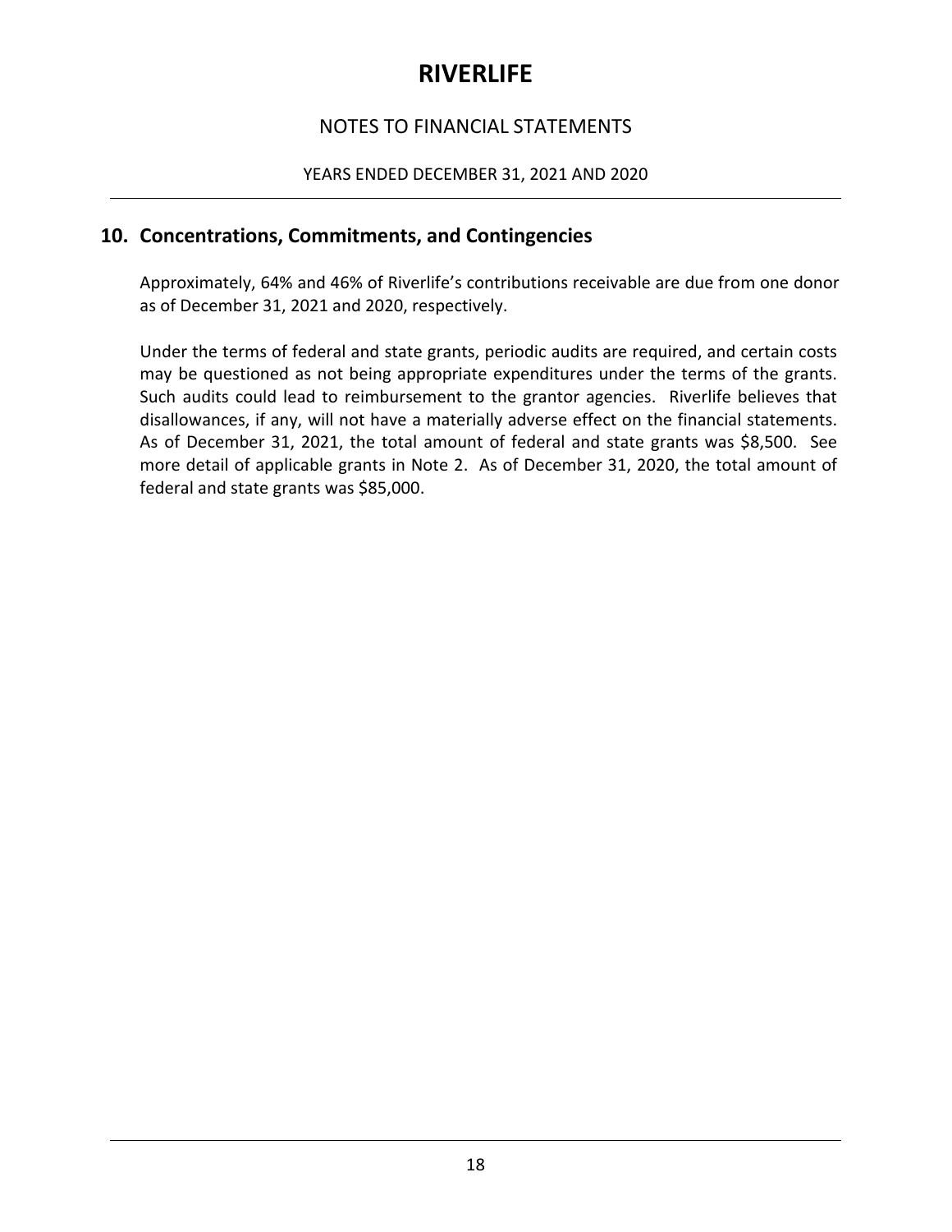## 10. Concentrations, Commitments, and Contingencies

Approximately, 64% and 46% of Riverlife's contributions receivable are due from one donor as of December 31, 2021 and 2020, respectively.

Under the terms of federal and state grants, periodic audits are required, and certain costs may be questioned as not being appropriate expenditures under the terms of the grants. Such audits could lead to reimbursement to the grantor agencies. Riverlife believes that disallowances, if any, will not have a materially adverse effect on the financial statements. As of December 31, 2021, the total amount of federal and state grants was $8,500. See more detail of applicable grants in Note 2. As of December 31, 2020, the total amount of federal and state grants was $85,000.